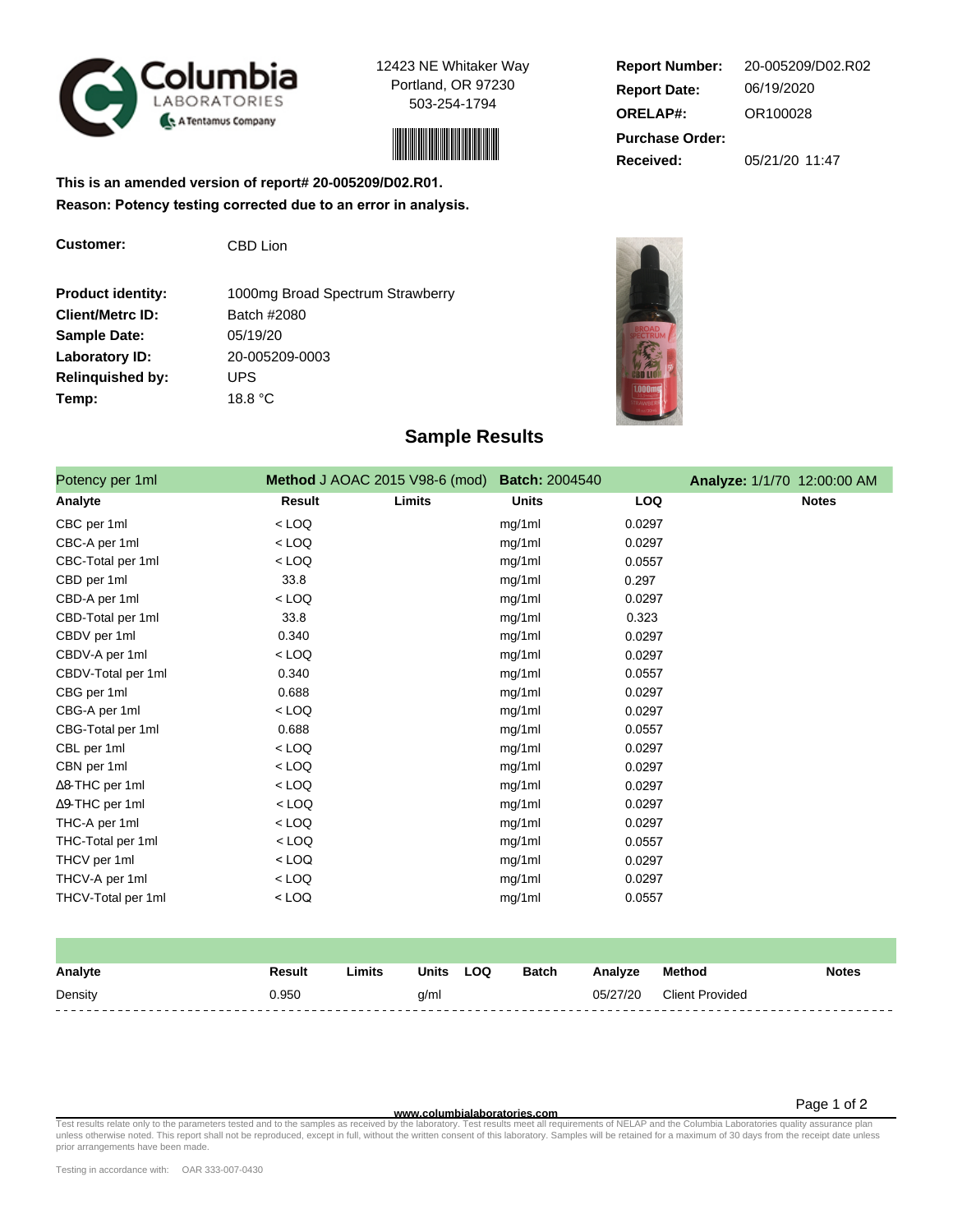Columbia LABORATORIES
A Tentamus Company

12423 NE Whitaker Way
Portland, OR 97230
503-254-1794

| | |
|---|---|
| **Report Number:** | 20-005209/D02.R02 |
| **Report Date:** | 06/19/2020 |
| **ORELAP#:** | OR100028 |
| **Purchase Order:** | |
| **Received:** | 05/21/20 11:47 |

**This is an amended version of report# 20-005209/D02.R01.**
**Reason: Potency testing corrected due to an error in analysis.**

| | |
|---|---|
| **Customer:** | CBD Lion |
| **Product identity:** | 1000mg Broad Spectrum Strawberry |
| **Client/Metrc ID:** | Batch #2080 |
| **Sample Date:** | 05/19/20 |
| **Laboratory ID:** | 20-005209-0003 |
| **Relinquished by:** | UPS |
| **Temp:** | 18.8 °C |

## Sample Results

Potency per 1ml — **Method** J AOAC 2015 V98-6 (mod) — **Batch:** 2004540 — **Analyze:** 1/1/70 12:00:00 AM

| Analyte | Result | Limits | Units | LOQ | Notes |
|---|---|---|---|---|---|
| CBC per 1ml | < LOQ | | mg/1ml | 0.0297 | |
| CBC-A per 1ml | < LOQ | | mg/1ml | 0.0297 | |
| CBC-Total per 1ml | < LOQ | | mg/1ml | 0.0557 | |
| CBD per 1ml | 33.8 | | mg/1ml | 0.297 | |
| CBD-A per 1ml | < LOQ | | mg/1ml | 0.0297 | |
| CBD-Total per 1ml | 33.8 | | mg/1ml | 0.323 | |
| CBDV per 1ml | 0.340 | | mg/1ml | 0.0297 | |
| CBDV-A per 1ml | < LOQ | | mg/1ml | 0.0297 | |
| CBDV-Total per 1ml | 0.340 | | mg/1ml | 0.0557 | |
| CBG per 1ml | 0.688 | | mg/1ml | 0.0297 | |
| CBG-A per 1ml | < LOQ | | mg/1ml | 0.0297 | |
| CBG-Total per 1ml | 0.688 | | mg/1ml | 0.0557 | |
| CBL per 1ml | < LOQ | | mg/1ml | 0.0297 | |
| CBN per 1ml | < LOQ | | mg/1ml | 0.0297 | |
| Δ8-THC per 1ml | < LOQ | | mg/1ml | 0.0297 | |
| Δ9-THC per 1ml | < LOQ | | mg/1ml | 0.0297 | |
| THC-A per 1ml | < LOQ | | mg/1ml | 0.0297 | |
| THC-Total per 1ml | < LOQ | | mg/1ml | 0.0557 | |
| THCV per 1ml | < LOQ | | mg/1ml | 0.0297 | |
| THCV-A per 1ml | < LOQ | | mg/1ml | 0.0297 | |
| THCV-Total per 1ml | < LOQ | | mg/1ml | 0.0557 | |

| Analyte | Result | Limits | Units | LOQ | Batch | Analyze | Method | Notes |
|---|---|---|---|---|---|---|---|---|
| Density | 0.950 | | g/ml | | | 05/27/20 | Client Provided | |

www.columbialaboratories.com

Test results relate only to the parameters tested and to the samples as received by the laboratory. Test results meet all requirements of NELAP and the Columbia Laboratories quality assurance plan unless otherwise noted. This report shall not be reproduced, except in full, without the written consent of this laboratory. Samples will be retained for a maximum of 30 days from the receipt date unless prior arrangements have been made.

Testing in accordance with: OAR 333-007-0430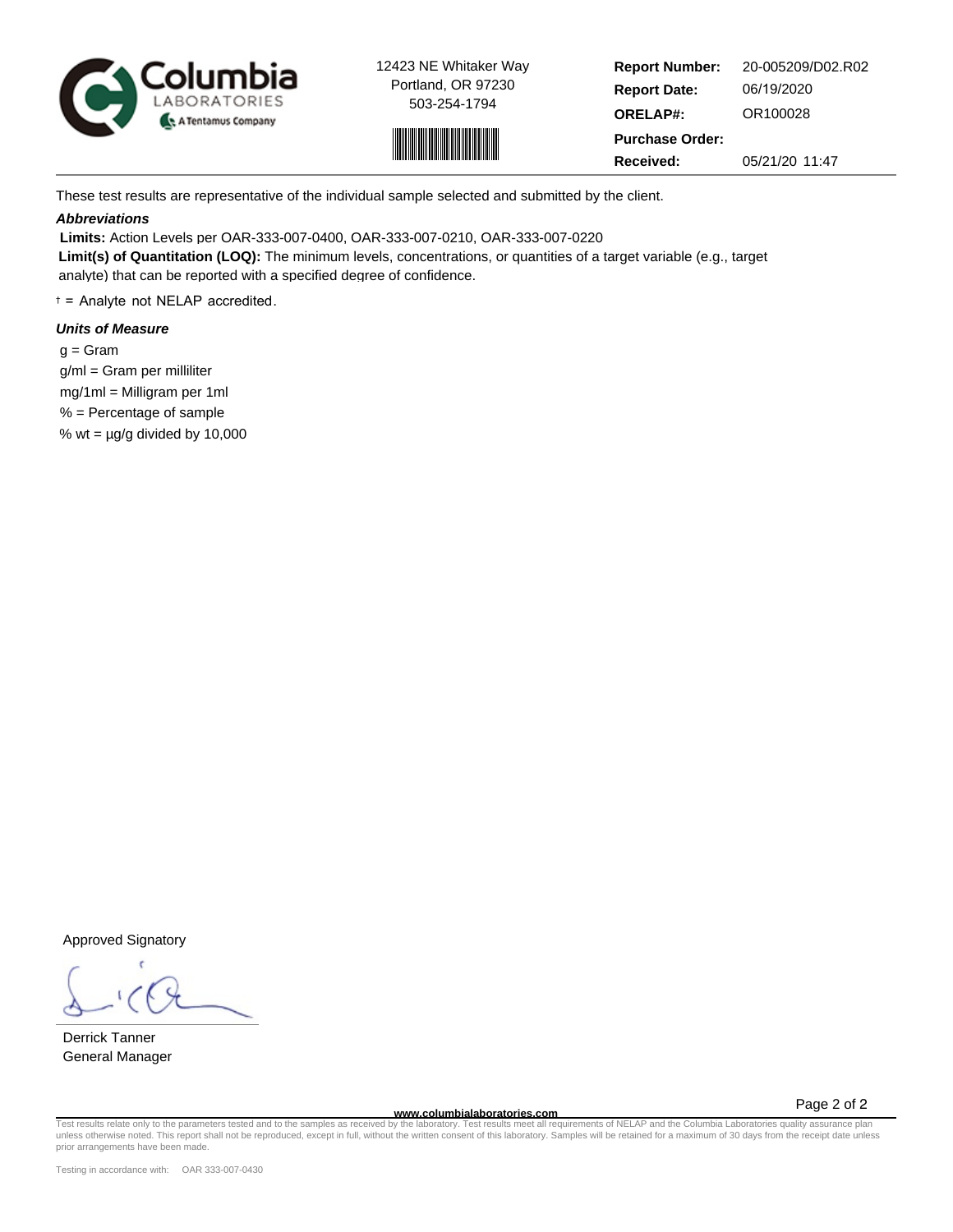Columbia LABORATORIES A Tentamus Company

12423 NE Whitaker Way
Portland, OR 97230
503-254-1794

| | |
|---|---|
| **Report Number:** | 20-005209/D02.R02 |
| **Report Date:** | 06/19/2020 |
| **ORELAP#:** | OR100028 |
| **Purchase Order:** | |
| **Received:** | 05/21/20 11:47 |

These test results are representative of the individual sample selected and submitted by the client.

***Abbreviations***

**Limits:** Action Levels per OAR-333-007-0400, OAR-333-007-0210, OAR-333-007-0220

**Limit(s) of Quantitation (LOQ):** The minimum levels, concentrations, or quantities of a target variable (e.g., target analyte) that can be reported with a specified degree of confidence.

† = Analyte not NELAP accredited.

***Units of Measure***

g = Gram
g/ml = Gram per milliliter
mg/1ml = Milligram per 1ml
% = Percentage of sample
% wt = µg/g divided by 10,000

Approved Signatory

Derrick Tanner
General Manager

www.columbialaboratories.com

Test results relate only to the parameters tested and to the samples as received by the laboratory. Test results meet all requirements of NELAP and the Columbia Laboratories quality assurance plan unless otherwise noted. This report shall not be reproduced, except in full, without the written consent of this laboratory. Samples will be retained for a maximum of 30 days from the receipt date unless prior arrangements have been made.

Testing in accordance with: OAR 333-007-0430